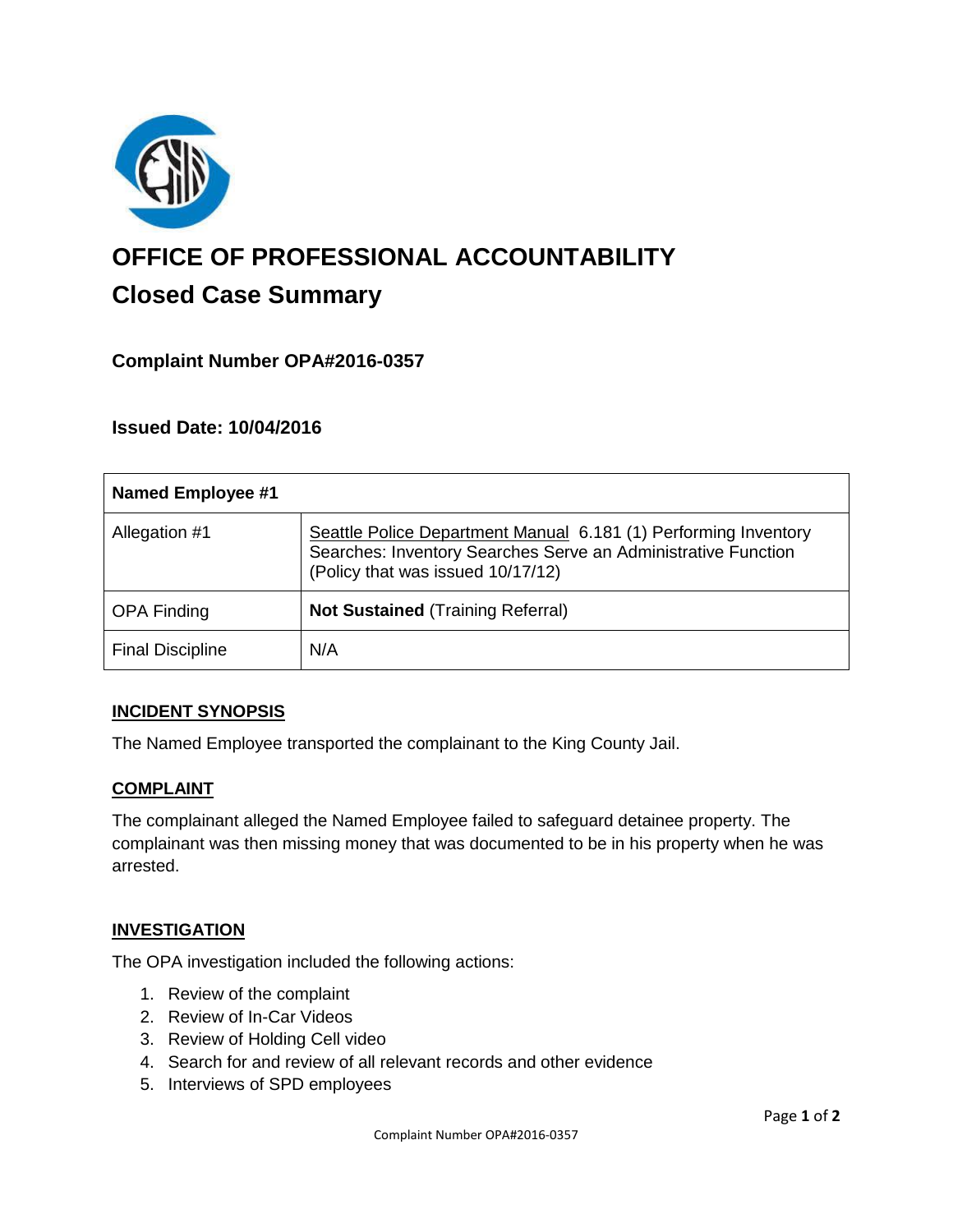# OFFICE OF PROFESSIONAL ACCOUNTABILITY

## Closed Case Summary

### Complaint Number OPA#2016-0357

### Issued Date: 10/04/2016

| Named Employee #1 | |
|---|---|
| Allegation #1 | Seattle Police Department Manual 6.181 (1) Performing Inventory Searches: Inventory Searches Serve an Administrative Function (Policy that was issued 10/17/12) |
| OPA Finding | **Not Sustained** (Training Referral) |
| Final Discipline | N/A |

### INCIDENT SYNOPSIS

The Named Employee transported the complainant to the King County Jail.

### COMPLAINT

The complainant alleged the Named Employee failed to safeguard detainee property. The complainant was then missing money that was documented to be in his property when he was arrested.

### INVESTIGATION

The OPA investigation included the following actions:

1. Review of the complaint
2. Review of In-Car Videos
3. Review of Holding Cell video
4. Search for and review of all relevant records and other evidence
5. Interviews of SPD employees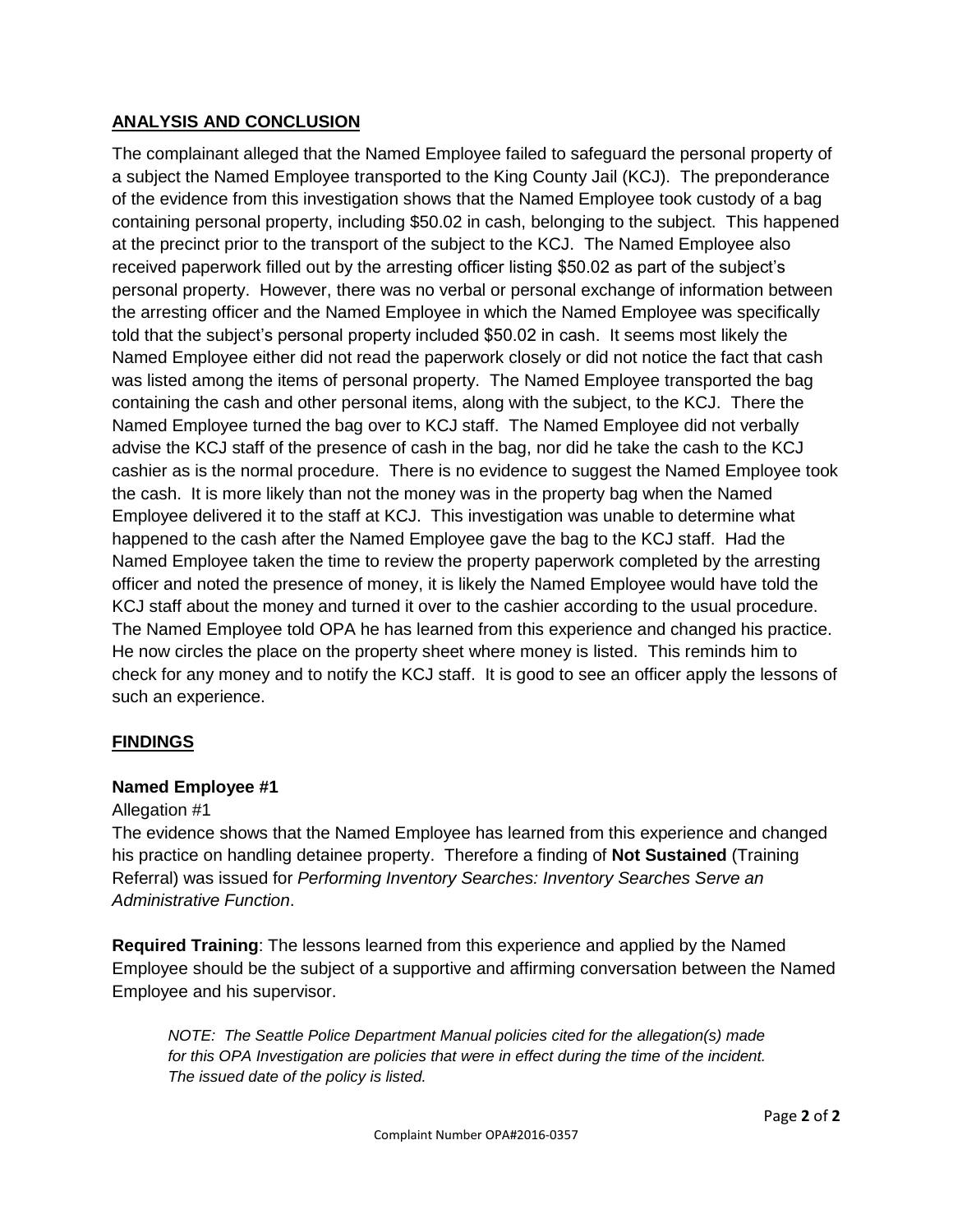## ANALYSIS AND CONCLUSION

The complainant alleged that the Named Employee failed to safeguard the personal property of a subject the Named Employee transported to the King County Jail (KCJ). The preponderance of the evidence from this investigation shows that the Named Employee took custody of a bag containing personal property, including $50.02 in cash, belonging to the subject. This happened at the precinct prior to the transport of the subject to the KCJ. The Named Employee also received paperwork filled out by the arresting officer listing $50.02 as part of the subject's personal property. However, there was no verbal or personal exchange of information between the arresting officer and the Named Employee in which the Named Employee was specifically told that the subject's personal property included $50.02 in cash. It seems most likely the Named Employee either did not read the paperwork closely or did not notice the fact that cash was listed among the items of personal property. The Named Employee transported the bag containing the cash and other personal items, along with the subject, to the KCJ. There the Named Employee turned the bag over to KCJ staff. The Named Employee did not verbally advise the KCJ staff of the presence of cash in the bag, nor did he take the cash to the KCJ cashier as is the normal procedure. There is no evidence to suggest the Named Employee took the cash. It is more likely than not the money was in the property bag when the Named Employee delivered it to the staff at KCJ. This investigation was unable to determine what happened to the cash after the Named Employee gave the bag to the KCJ staff. Had the Named Employee taken the time to review the property paperwork completed by the arresting officer and noted the presence of money, it is likely the Named Employee would have told the KCJ staff about the money and turned it over to the cashier according to the usual procedure. The Named Employee told OPA he has learned from this experience and changed his practice. He now circles the place on the property sheet where money is listed. This reminds him to check for any money and to notify the KCJ staff. It is good to see an officer apply the lessons of such an experience.

## FINDINGS

### Named Employee #1

Allegation #1

The evidence shows that the Named Employee has learned from this experience and changed his practice on handling detainee property. Therefore a finding of **Not Sustained** (Training Referral) was issued for *Performing Inventory Searches: Inventory Searches Serve an Administrative Function*.

**Required Training**: The lessons learned from this experience and applied by the Named Employee should be the subject of a supportive and affirming conversation between the Named Employee and his supervisor.

*NOTE: The Seattle Police Department Manual policies cited for the allegation(s) made for this OPA Investigation are policies that were in effect during the time of the incident. The issued date of the policy is listed.*

Complaint Number OPA#2016-0357